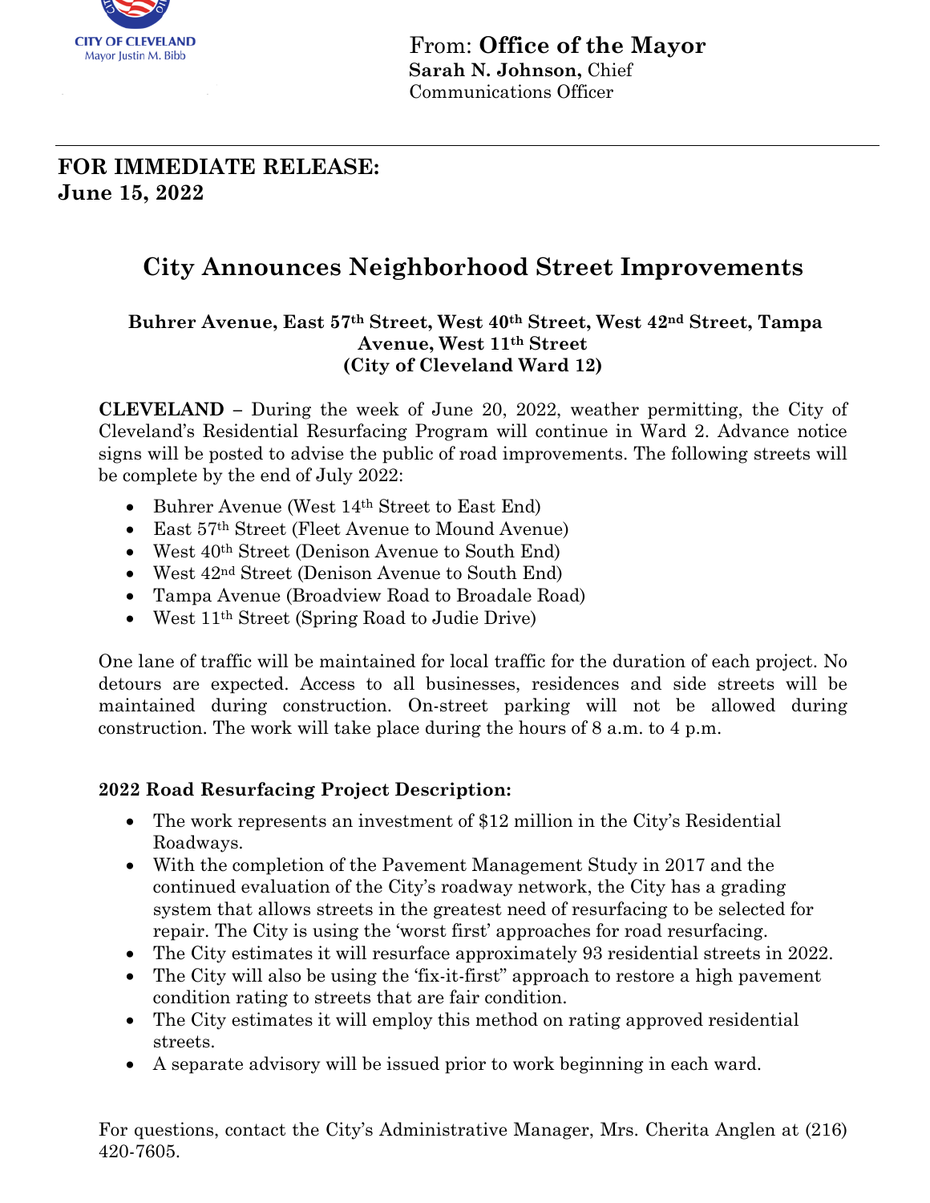CITY OF CLEVELAND
Mayor Justin M. Bibb

From: **Office of the Mayor**
**Sarah N. Johnson,** Chief Communications Officer

---

**FOR IMMEDIATE RELEASE:**
**June 15, 2022**

# City Announces Neighborhood Street Improvements

**Buhrer Avenue, East 57th Street, West 40th Street, West 42nd Street, Tampa Avenue, West 11th Street**
**(City of Cleveland Ward 12)**

**CLEVELAND** – During the week of June 20, 2022, weather permitting, the City of Cleveland's Residential Resurfacing Program will continue in Ward 2. Advance notice signs will be posted to advise the public of road improvements. The following streets will be complete by the end of July 2022:

- Buhrer Avenue (West 14th Street to East End)
- East 57th Street (Fleet Avenue to Mound Avenue)
- West 40th Street (Denison Avenue to South End)
- West 42nd Street (Denison Avenue to South End)
- Tampa Avenue (Broadview Road to Broadale Road)
- West 11th Street (Spring Road to Judie Drive)

One lane of traffic will be maintained for local traffic for the duration of each project. No detours are expected. Access to all businesses, residences and side streets will be maintained during construction. On-street parking will not be allowed during construction. The work will take place during the hours of 8 a.m. to 4 p.m.

**2022 Road Resurfacing Project Description:**

- The work represents an investment of $12 million in the City's Residential Roadways.
- With the completion of the Pavement Management Study in 2017 and the continued evaluation of the City's roadway network, the City has a grading system that allows streets in the greatest need of resurfacing to be selected for repair. The City is using the 'worst first' approaches for road resurfacing.
- The City estimates it will resurface approximately 93 residential streets in 2022.
- The City will also be using the 'fix-it-first" approach to restore a high pavement condition rating to streets that are fair condition.
- The City estimates it will employ this method on rating approved residential streets.
- A separate advisory will be issued prior to work beginning in each ward.

For questions, contact the City's Administrative Manager, Mrs. Cherita Anglen at (216) 420-7605.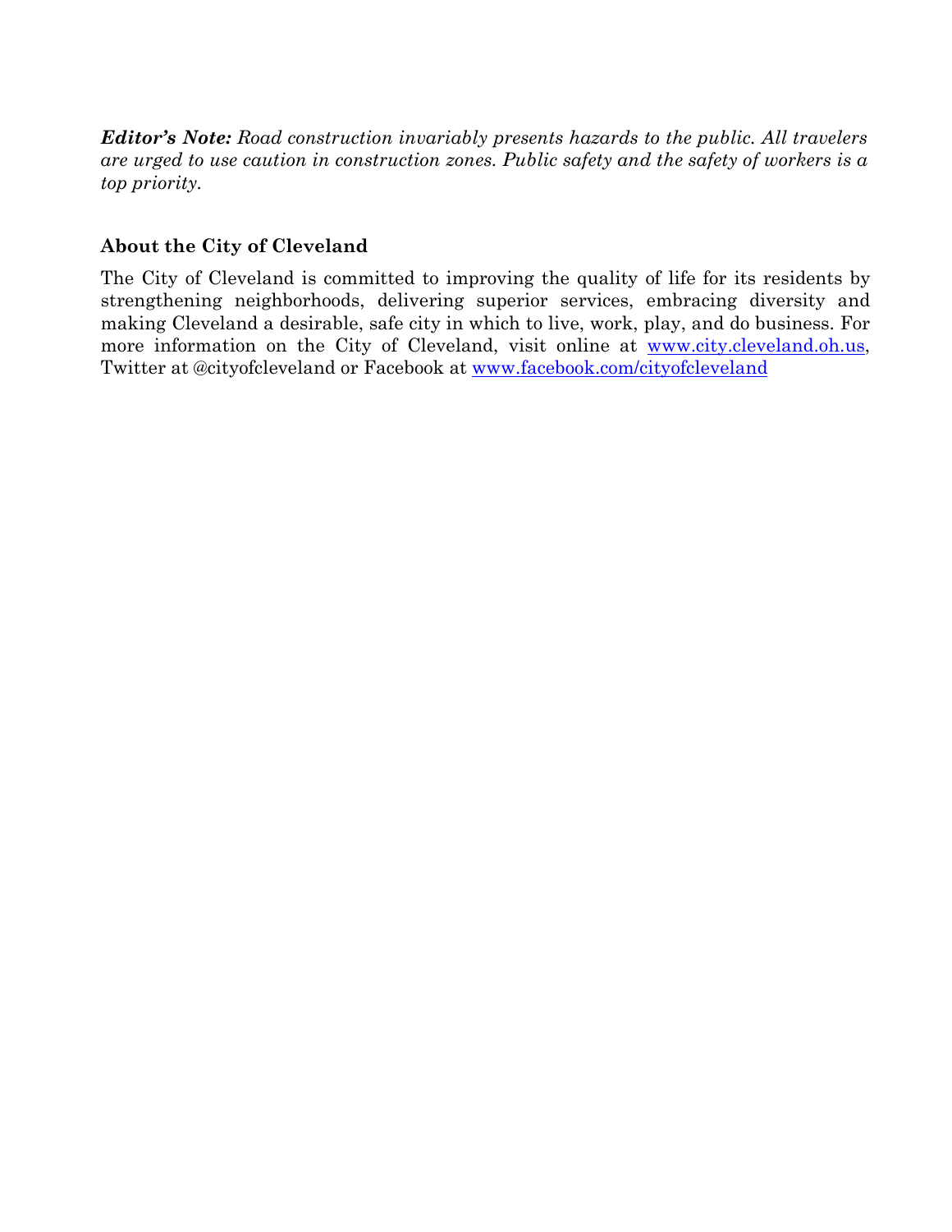***Editor's Note:*** *Road construction invariably presents hazards to the public. All travelers are urged to use caution in construction zones. Public safety and the safety of workers is a top priority.*

**About the City of Cleveland**

The City of Cleveland is committed to improving the quality of life for its residents by strengthening neighborhoods, delivering superior services, embracing diversity and making Cleveland a desirable, safe city in which to live, work, play, and do business. For more information on the City of Cleveland, visit online at [www.city.cleveland.oh.us](http://www.city.cleveland.oh.us), Twitter at @cityofcleveland or Facebook at [www.facebook.com/cityofcleveland](http://www.facebook.com/cityofcleveland)